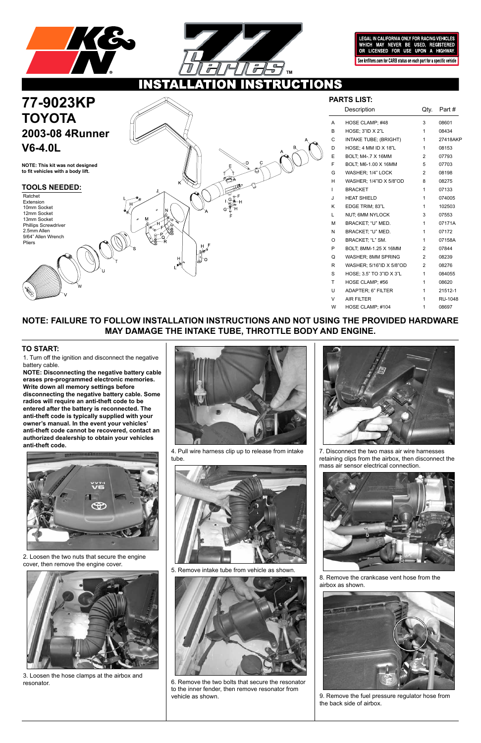LEGAL IN CALIFORNIA ONLY FOR RACING VEHICLES WHICH MAY NEVER BE USED, REGISTERED OR LICENSED FOR USE UPON A HIGHWAY.

See knfilters.com for CARB status on each part for a specific vehicle

# INSTALLATION INSTRUCTIONS

# 77-9023KP
# TOYOTA
## 2003-08 4Runner
## V6-4.0L

**NOTE: This kit was not designed to fit vehicles with a body lift.**

### TOOLS NEEDED:

Ratchet
Extension
10mm Socket
12mm Socket
13mm Socket
Phillips Screwdriver
2.5mm Allen
9/64" Allen Wrench
Pliers

### PARTS LIST:

| | Description | Qty. | Part # |
|---|---|---|---|
| A | HOSE CLAMP; #48 | 3 | 08601 |
| B | HOSE; 3"ID X 2"L | 1 | 08434 |
| C | INTAKE TUBE; (BRIGHT) | 1 | 27418AKP |
| D | HOSE; 4 MM ID X 18"L | 1 | 08153 |
| E | BOLT; M4-.7 X 16MM | 2 | 07793 |
| F | BOLT; M6-1.00 X 16MM | 5 | 07703 |
| G | WASHER; 1/4" LOCK | 2 | 08198 |
| H | WASHER; 1/4"ID X 5/8"OD | 8 | 08275 |
| I | BRACKET | 1 | 07133 |
| J | HEAT SHIELD | 1 | 074005 |
| K | EDGE TRIM; 83"L | 1 | 102503 |
| L | NUT; 6MM NYLOCK | 3 | 07553 |
| M | BRACKET; "U" MED. | 1 | 07171A |
| N | BRACKET; "U" MED. | 1 | 07172 |
| O | BRACKET; "L" SM. | 1 | 07158A |
| P | BOLT; 8MM-1.25 X 16MM | 2 | 07844 |
| Q | WASHER; 8MM SPRING | 2 | 08239 |
| R | WASHER; 5/16"ID X 5/8"OD | 2 | 08276 |
| S | HOSE; 3.5" TO 3"ID X 3"L | 1 | 084055 |
| T | HOSE CLAMP; #56 | 1 | 08620 |
| U | ADAPTER; 6" FILTER | 1 | 21512-1 |
| V | AIR FILTER | 1 | RU-1048 |
| W | HOSE CLAMP; #104 | 1 | 08697 |

**NOTE: FAILURE TO FOLLOW INSTALLATION INSTRUCTIONS AND NOT USING THE PROVIDED HARDWARE MAY DAMAGE THE INTAKE TUBE, THROTTLE BODY AND ENGINE.**

### TO START:

1. Turn off the ignition and disconnect the negative battery cable.

**NOTE: Disconnecting the negative battery cable erases pre-programmed electronic memories. Write down all memory settings before disconnecting the negative battery cable. Some radios will require an anti-theft code to be entered after the battery is reconnected. The anti-theft code is typically supplied with your owner's manual. In the event your vehicles' anti-theft code cannot be recovered, contact an authorized dealership to obtain your vehicles anti-theft code.**

2. Loosen the two nuts that secure the engine cover, then remove the engine cover.

3. Loosen the hose clamps at the airbox and resonator.

4. Pull wire harness clip up to release from intake tube.

5. Remove intake tube from vehicle as shown.

6. Remove the two bolts that secure the resonator to the inner fender, then remove resonator from vehicle as shown.

7. Disconnect the two mass air wire harnesses retaining clips from the airbox, then disconnect the mass air sensor electrical connection.

8. Remove the crankcase vent hose from the airbox as shown.

9. Remove the fuel pressure regulator hose from the back side of airbox.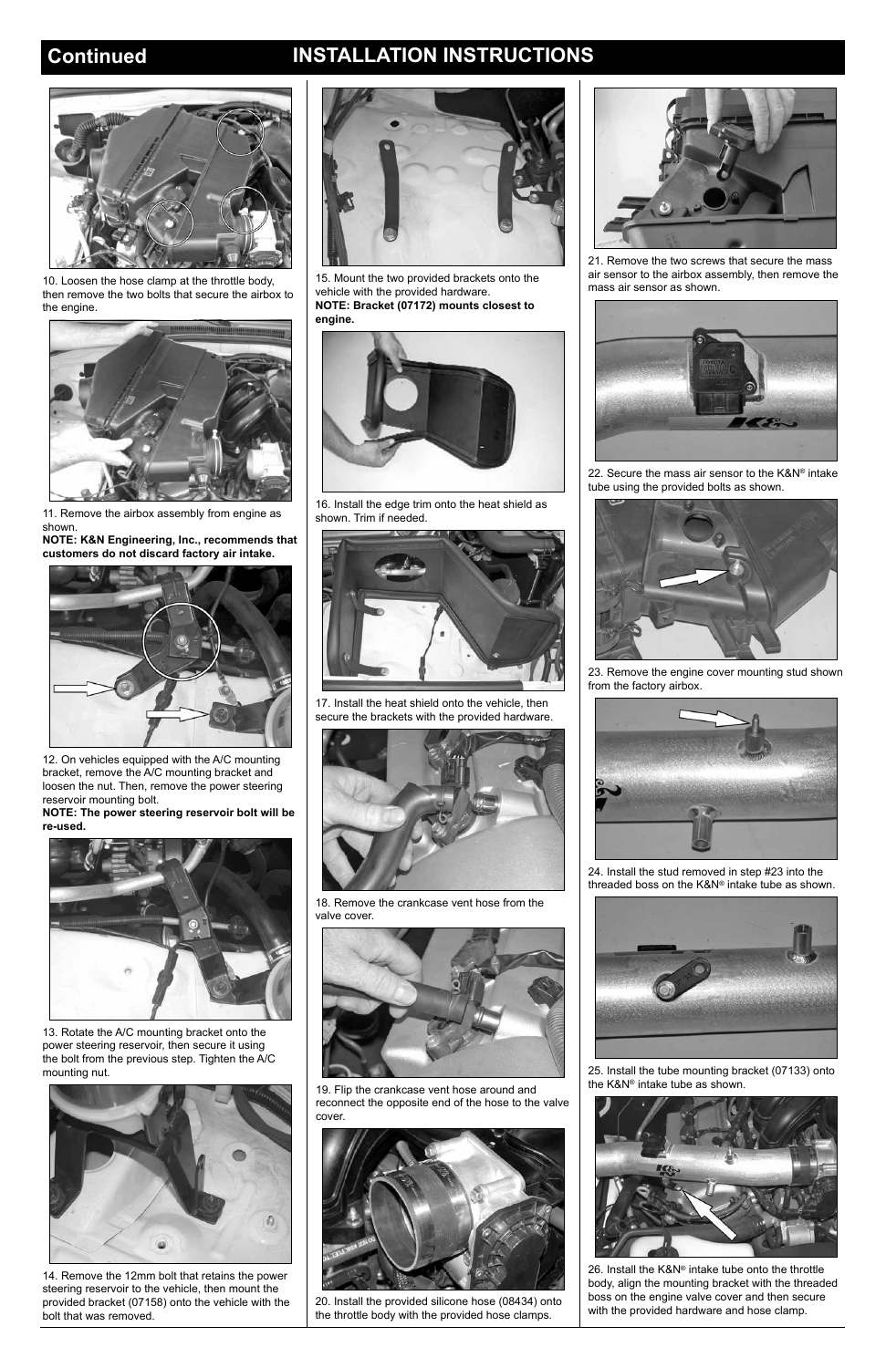## Continued INSTALLATION INSTRUCTIONS

10. Loosen the hose clamp at the throttle body, then remove the two bolts that secure the airbox to the engine.

11. Remove the airbox assembly from engine as shown.
**NOTE: K&N Engineering, Inc., recommends that customers do not discard factory air intake.**

12. On vehicles equipped with the A/C mounting bracket, remove the A/C mounting bracket and loosen the nut. Then, remove the power steering reservoir mounting bolt.
**NOTE: The power steering reservoir bolt will be re-used.**

13. Rotate the A/C mounting bracket onto the power steering reservoir, then secure it using the bolt from the previous step. Tighten the A/C mounting nut.

14. Remove the 12mm bolt that retains the power steering reservoir to the vehicle, then mount the provided bracket (07158) onto the vehicle with the bolt that was removed.

15. Mount the two provided brackets onto the vehicle with the provided hardware.
**NOTE: Bracket (07172) mounts closest to engine.**

16. Install the edge trim onto the heat shield as shown. Trim if needed.

17. Install the heat shield onto the vehicle, then secure the brackets with the provided hardware.

18. Remove the crankcase vent hose from the valve cover.

19. Flip the crankcase vent hose around and reconnect the opposite end of the hose to the valve cover.

20. Install the provided silicone hose (08434) onto the throttle body with the provided hose clamps.

21. Remove the two screws that secure the mass air sensor to the airbox assembly, then remove the mass air sensor as shown.

22. Secure the mass air sensor to the K&N® intake tube using the provided bolts as shown.

23. Remove the engine cover mounting stud shown from the factory airbox.

24. Install the stud removed in step #23 into the threaded boss on the K&N® intake tube as shown.

25. Install the tube mounting bracket (07133) onto the K&N® intake tube as shown.

26. Install the K&N® intake tube onto the throttle body, align the mounting bracket with the threaded boss on the engine valve cover and then secure with the provided hardware and hose clamp.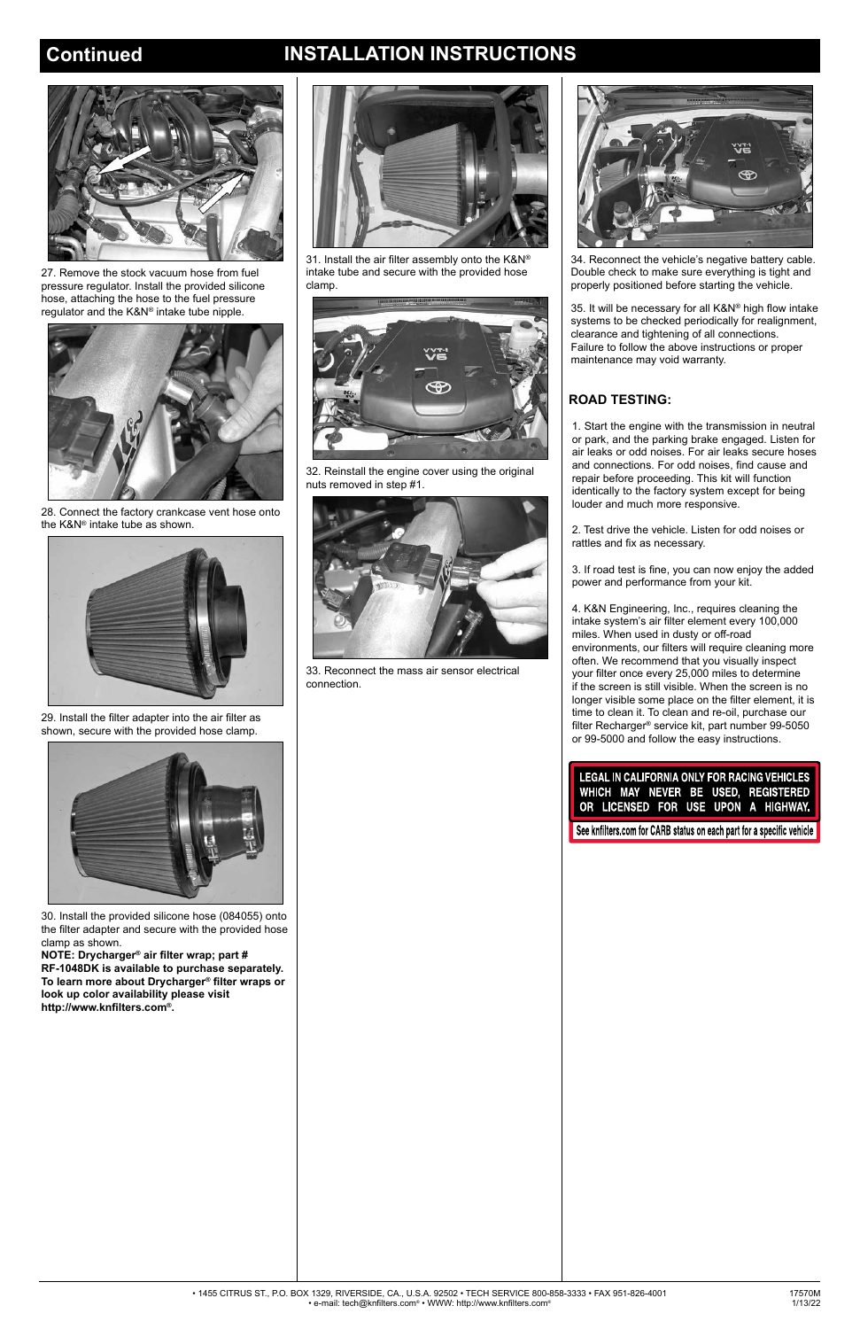# Continued INSTALLATION INSTRUCTIONS

27. Remove the stock vacuum hose from fuel pressure regulator. Install the provided silicone hose, attaching the hose to the fuel pressure regulator and the K&N® intake tube nipple.

28. Connect the factory crankcase vent hose onto the K&N® intake tube as shown.

29. Install the filter adapter into the air filter as shown, secure with the provided hose clamp.

30. Install the provided silicone hose (084055) onto the filter adapter and secure with the provided hose clamp as shown.

**NOTE: Drycharger® air filter wrap; part # RF-1048DK is available to purchase separately. To learn more about Drycharger® filter wraps or look up color availability please visit http://www.knfilters.com®.**

31. Install the air filter assembly onto the K&N® intake tube and secure with the provided hose clamp.

32. Reinstall the engine cover using the original nuts removed in step #1.

33. Reconnect the mass air sensor electrical connection.

34. Reconnect the vehicle's negative battery cable. Double check to make sure everything is tight and properly positioned before starting the vehicle.

35. It will be necessary for all K&N® high flow intake systems to be checked periodically for realignment, clearance and tightening of all connections. Failure to follow the above instructions or proper maintenance may void warranty.

## ROAD TESTING:

1. Start the engine with the transmission in neutral or park, and the parking brake engaged. Listen for air leaks or odd noises. For air leaks secure hoses and connections. For odd noises, find cause and repair before proceeding. This kit will function identically to the factory system except for being louder and much more responsive.

2. Test drive the vehicle. Listen for odd noises or rattles and fix as necessary.

3. If road test is fine, you can now enjoy the added power and performance from your kit.

4. K&N Engineering, Inc., requires cleaning the intake system's air filter element every 100,000 miles. When used in dusty or off-road environments, our filters will require cleaning more often. We recommend that you visually inspect your filter once every 25,000 miles to determine if the screen is still visible. When the screen is no longer visible some place on the filter element, it is time to clean it. To clean and re-oil, purchase our filter Recharger® service kit, part number 99-5050 or 99-5000 and follow the easy instructions.

**LEGAL IN CALIFORNIA ONLY FOR RACING VEHICLES WHICH MAY NEVER BE USED, REGISTERED OR LICENSED FOR USE UPON A HIGHWAY.**

**See knfilters.com for CARB status on each part for a specific vehicle**

• 1455 CITRUS ST., P.O. BOX 1329, RIVERSIDE, CA., U.S.A. 92502 • TECH SERVICE 800-858-3333 • FAX 951-826-4001
• e-mail: tech@knfilters.com® • WWW: http://www.knfilters.com®

17570M
1/13/22